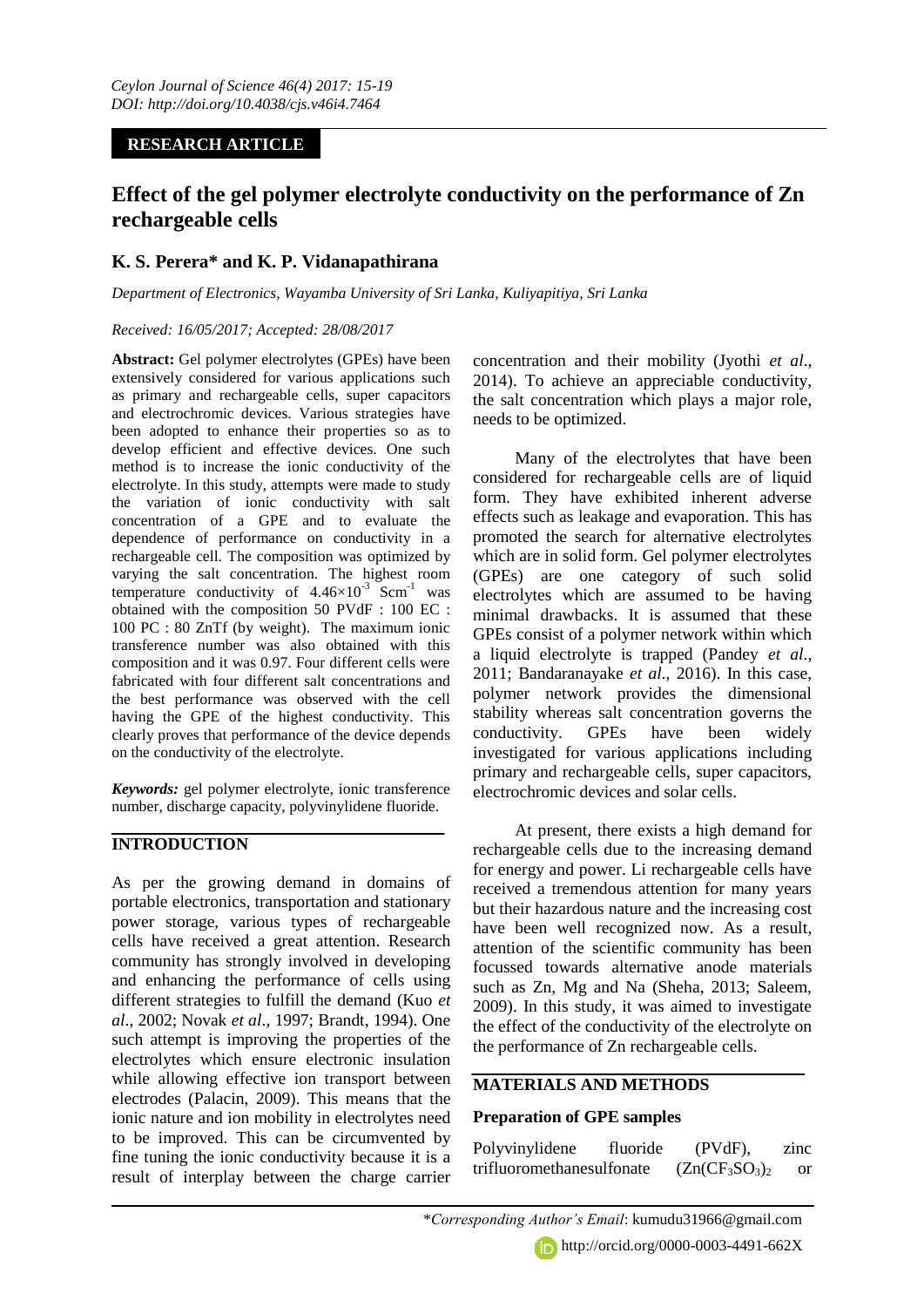**RESEARCH ARTICLE**

# Effect of the gel polymer electrolyte conductivity on the performance of Zn rechargeable cells

## K. S. Perera* and K. P. Vidanapathirana

*Department of Electronics, Wayamba University of Sri Lanka, Kuliyapitiya, Sri Lanka*

*Received: 16/05/2017; Accepted: 28/08/2017*

**Abstract:** Gel polymer electrolytes (GPEs) have been extensively considered for various applications such as primary and rechargeable cells, super capacitors and electrochromic devices. Various strategies have been adopted to enhance their properties so as to develop efficient and effective devices. One such method is to increase the ionic conductivity of the electrolyte. In this study, attempts were made to study the variation of ionic conductivity with salt concentration of a GPE and to evaluate the dependence of performance on conductivity in a rechargeable cell. The composition was optimized by varying the salt concentration. The highest room temperature conductivity of $4.46\times10^{-3}$ $Scm^{-1}$ was obtained with the composition 50 PVdF : 100 EC : 100 PC : 80 ZnTf (by weight). The maximum ionic transference number was also obtained with this composition and it was 0.97. Four different cells were fabricated with four different salt concentrations and the best performance was observed with the cell having the GPE of the highest conductivity. This clearly proves that performance of the device depends on the conductivity of the electrolyte.

***Keywords:*** gel polymer electrolyte, ionic transference number, discharge capacity, polyvinylidene fluoride.

## INTRODUCTION

As per the growing demand in domains of portable electronics, transportation and stationary power storage, various types of rechargeable cells have received a great attention. Research community has strongly involved in developing and enhancing the performance of cells using different strategies to fulfill the demand (Kuo *et al*., 2002; Novak *et al*., 1997; Brandt, 1994). One such attempt is improving the properties of the electrolytes which ensure electronic insulation while allowing effective ion transport between electrodes (Palacin, 2009). This means that the ionic nature and ion mobility in electrolytes need to be improved. This can be circumvented by fine tuning the ionic conductivity because it is a result of interplay between the charge carrier concentration and their mobility (Jyothi *et al*., 2014). To achieve an appreciable conductivity, the salt concentration which plays a major role, needs to be optimized.

Many of the electrolytes that have been considered for rechargeable cells are of liquid form. They have exhibited inherent adverse effects such as leakage and evaporation. This has promoted the search for alternative electrolytes which are in solid form. Gel polymer electrolytes (GPEs) are one category of such solid electrolytes which are assumed to be having minimal drawbacks. It is assumed that these GPEs consist of a polymer network within which a liquid electrolyte is trapped (Pandey *et al*., 2011; Bandaranayake *et al*., 2016). In this case, polymer network provides the dimensional stability whereas salt concentration governs the conductivity. GPEs have been widely investigated for various applications including primary and rechargeable cells, super capacitors, electrochromic devices and solar cells.

At present, there exists a high demand for rechargeable cells due to the increasing demand for energy and power. Li rechargeable cells have received a tremendous attention for many years but their hazardous nature and the increasing cost have been well recognized now. As a result, attention of the scientific community has been focussed towards alternative anode materials such as Zn, Mg and Na (Sheha, 2013; Saleem, 2009). In this study, it was aimed to investigate the effect of the conductivity of the electrolyte on the performance of Zn rechargeable cells.

## MATERIALS AND METHODS

### Preparation of GPE samples

Polyvinylidene fluoride (PVdF), zinc trifluoromethanesulfonate ($Zn(CF_3SO_3)_2$ or

*\*Corresponding Author's Email*: kumudu31966@gmail.com

http://orcid.org/0000-0003-4491-662X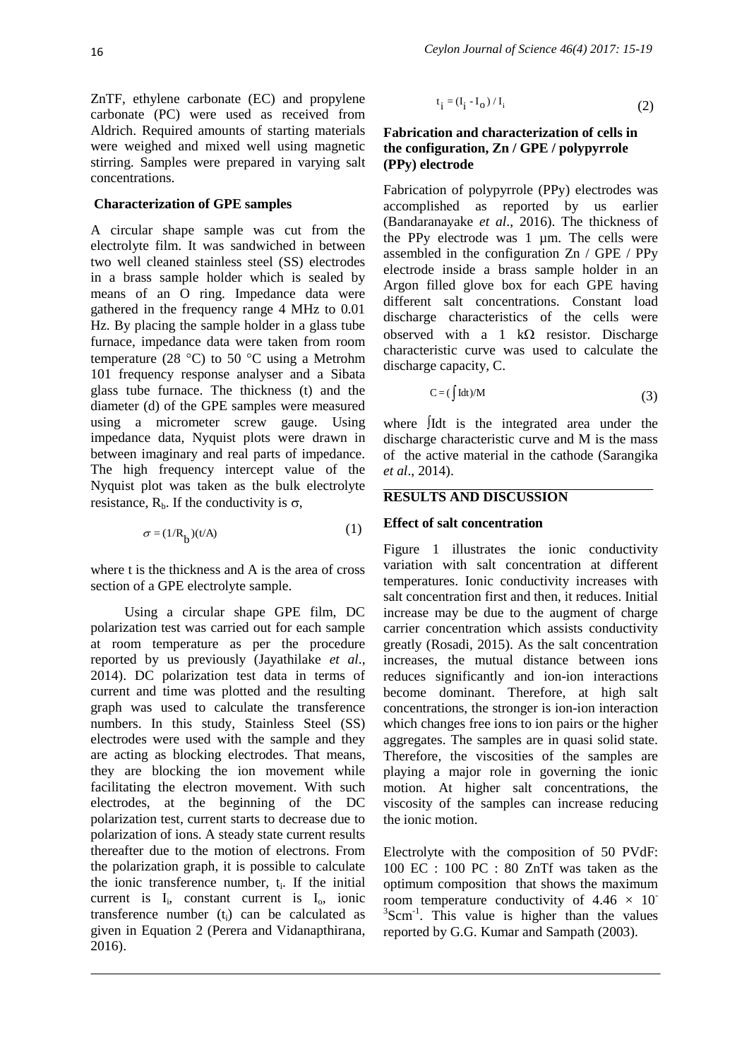ZnTF, ethylene carbonate (EC) and propylene carbonate (PC) were used as received from Aldrich. Required amounts of starting materials were weighed and mixed well using magnetic stirring. Samples were prepared in varying salt concentrations.

### Characterization of GPE samples

A circular shape sample was cut from the electrolyte film. It was sandwiched in between two well cleaned stainless steel (SS) electrodes in a brass sample holder which is sealed by means of an O ring. Impedance data were gathered in the frequency range 4 MHz to 0.01 Hz. By placing the sample holder in a glass tube furnace, impedance data were taken from room temperature (28 °C) to 50 °C using a Metrohm 101 frequency response analyser and a Sibata glass tube furnace. The thickness (t) and the diameter (d) of the GPE samples were measured using a micrometer screw gauge. Using impedance data, Nyquist plots were drawn in between imaginary and real parts of impedance. The high frequency intercept value of the Nyquist plot was taken as the bulk electrolyte resistance, $R_b$. If the conductivity is $\sigma$,

$$\sigma = (1/R_b)(t/A) \tag{1}$$

where t is the thickness and A is the area of cross section of a GPE electrolyte sample.

Using a circular shape GPE film, DC polarization test was carried out for each sample at room temperature as per the procedure reported by us previously (Jayathilake *et al*., 2014). DC polarization test data in terms of current and time was plotted and the resulting graph was used to calculate the transference numbers. In this study, Stainless Steel (SS) electrodes were used with the sample and they are acting as blocking electrodes. That means, they are blocking the ion movement while facilitating the electron movement. With such electrodes, at the beginning of the DC polarization test, current starts to decrease due to polarization of ions. A steady state current results thereafter due to the motion of electrons. From the polarization graph, it is possible to calculate the ionic transference number, $t_i$. If the initial current is $I_i$, constant current is $I_o$, ionic transference number ($t_i$) can be calculated as given in Equation 2 (Perera and Vidanapthirana, 2016).

$$t_i = (I_i - I_o) / I_i \tag{2}$$

### Fabrication and characterization of cells in the configuration, Zn / GPE / polypyrrole (PPy) electrode

Fabrication of polypyrrole (PPy) electrodes was accomplished as reported by us earlier (Bandaranayake *et al*., 2016). The thickness of the PPy electrode was 1 µm. The cells were assembled in the configuration Zn / GPE / PPy electrode inside a brass sample holder in an Argon filled glove box for each GPE having different salt concentrations. Constant load discharge characteristics of the cells were observed with a 1 kΩ resistor. Discharge characteristic curve was used to calculate the discharge capacity, C.

$$C = (\int I dt)/M \tag{3}$$

where $\int I dt$ is the integrated area under the discharge characteristic curve and M is the mass of the active material in the cathode (Sarangika *et al*., 2014).

## RESULTS AND DISCUSSION

### Effect of salt concentration

Figure 1 illustrates the ionic conductivity variation with salt concentration at different temperatures. Ionic conductivity increases with salt concentration first and then, it reduces. Initial increase may be due to the augment of charge carrier concentration which assists conductivity greatly (Rosadi, 2015). As the salt concentration increases, the mutual distance between ions reduces significantly and ion-ion interactions become dominant. Therefore, at high salt concentrations, the stronger is ion-ion interaction which changes free ions to ion pairs or the higher aggregates. The samples are in quasi solid state. Therefore, the viscosities of the samples are playing a major role in governing the ionic motion. At higher salt concentrations, the viscosity of the samples can increase reducing the ionic motion.

Electrolyte with the composition of 50 PVdF: 100 EC : 100 PC : 80 ZnTf was taken as the optimum composition that shows the maximum room temperature conductivity of $4.46 \times 10^{-3}$ $Scm^{-1}$. This value is higher than the values reported by G.G. Kumar and Sampath (2003).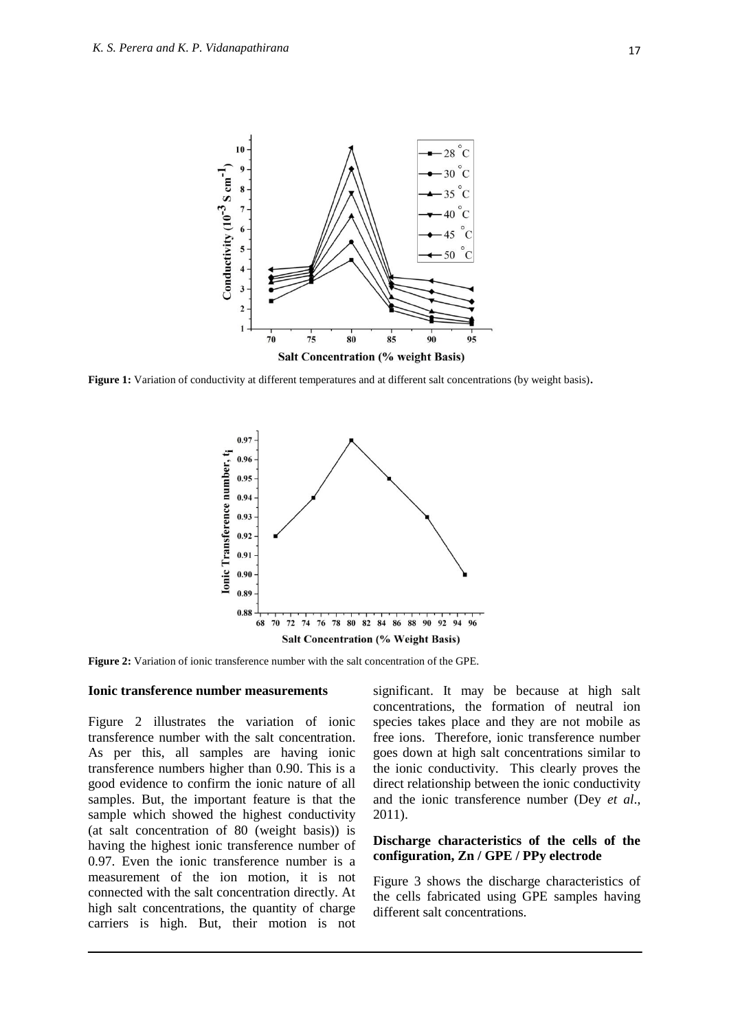**Figure 1:** Variation of conductivity at different temperatures and at different salt concentrations (by weight basis).

**Figure 2:** Variation of ionic transference number with the salt concentration of the GPE.

### Ionic transference number measurements

Figure 2 illustrates the variation of ionic transference number with the salt concentration. As per this, all samples are having ionic transference numbers higher than 0.90. This is a good evidence to confirm the ionic nature of all samples. But, the important feature is that the sample which showed the highest conductivity (at salt concentration of 80 (weight basis)) is having the highest ionic transference number of 0.97. Even the ionic transference number is a measurement of the ion motion, it is not connected with the salt concentration directly. At high salt concentrations, the quantity of charge carriers is high. But, their motion is not significant. It may be because at high salt concentrations, the formation of neutral ion species takes place and they are not mobile as free ions. Therefore, ionic transference number goes down at high salt concentrations similar to the ionic conductivity. This clearly proves the direct relationship between the ionic conductivity and the ionic transference number (Dey *et al*., 2011).

### Discharge characteristics of the cells of the configuration, Zn / GPE / PPy electrode

Figure 3 shows the discharge characteristics of the cells fabricated using GPE samples having different salt concentrations.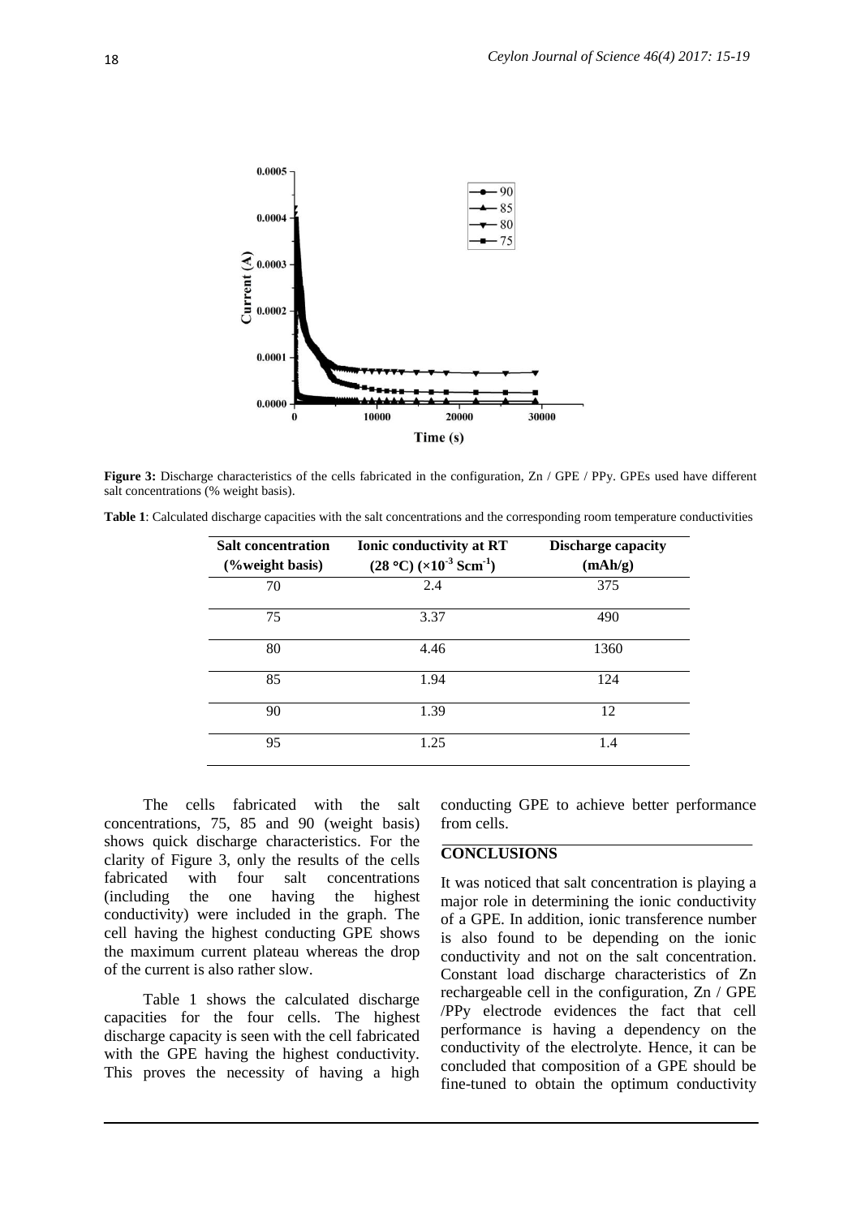**Figure 3:** Discharge characteristics of the cells fabricated in the configuration, Zn / GPE / PPy. GPEs used have different salt concentrations (% weight basis).

**Table 1**: Calculated discharge capacities with the salt concentrations and the corresponding room temperature conductivities

| Salt concentration (%weight basis) | Ionic conductivity at RT (28 °C) ($\times 10^{-3}$ $Scm^{-1}$) | Discharge capacity (mAh/g) |
|---|---|---|
| 70 | 2.4 | 375 |
| 75 | 3.37 | 490 |
| 80 | 4.46 | 1360 |
| 85 | 1.94 | 124 |
| 90 | 1.39 | 12 |
| 95 | 1.25 | 1.4 |

The cells fabricated with the salt concentrations, 75, 85 and 90 (weight basis) shows quick discharge characteristics. For the clarity of Figure 3, only the results of the cells fabricated with four salt concentrations (including the one having the highest conductivity) were included in the graph. The cell having the highest conducting GPE shows the maximum current plateau whereas the drop of the current is also rather slow.

Table 1 shows the calculated discharge capacities for the four cells. The highest discharge capacity is seen with the cell fabricated with the GPE having the highest conductivity. This proves the necessity of having a high conducting GPE to achieve better performance from cells.

## CONCLUSIONS

It was noticed that salt concentration is playing a major role in determining the ionic conductivity of a GPE. In addition, ionic transference number is also found to be depending on the ionic conductivity and not on the salt concentration. Constant load discharge characteristics of Zn rechargeable cell in the configuration, Zn / GPE /PPy electrode evidences the fact that cell performance is having a dependency on the conductivity of the electrolyte. Hence, it can be concluded that composition of a GPE should be fine-tuned to obtain the optimum conductivity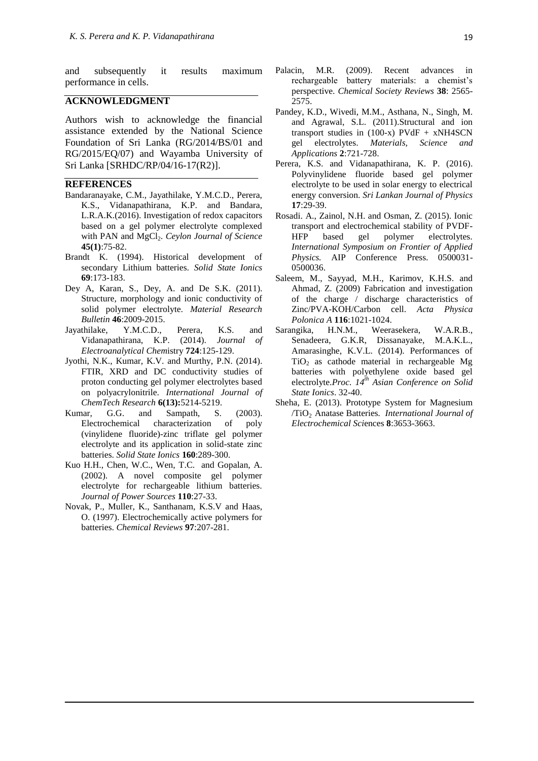and subsequently it results maximum performance in cells.

## ACKNOWLEDGMENT

Authors wish to acknowledge the financial assistance extended by the National Science Foundation of Sri Lanka (RG/2014/BS/01 and RG/2015/EQ/07) and Wayamba University of Sri Lanka [SRHDC/RP/04/16-17(R2)].

## REFERENCES

Bandaranayake, C.M., Jayathilake, Y.M.C.D., Perera, K.S., Vidanapathirana, K.P. and Bandara, L.R.A.K.(2016). Investigation of redox capacitors based on a gel polymer electrolyte complexed with PAN and $MgCl_2$. *Ceylon Journal of Science* **45(1)**:75-82.

Brandt K. (1994). Historical development of secondary Lithium batteries. *Solid State Ionics* **69**:173-183.

Dey A, Karan, S., Dey, A. and De S.K. (2011). Structure, morphology and ionic conductivity of solid polymer electrolyte. *Material Research Bulletin* **46**:2009-2015.

Jayathilake, Y.M.C.D., Perera, K.S. and Vidanapathirana, K.P. (2014). *Journal of Electroanalytical Chem*istry **724**:125-129.

Jyothi, N.K., Kumar, K.V. and Murthy, P.N. (2014). FTIR, XRD and DC conductivity studies of proton conducting gel polymer electrolytes based on polyacrylonitrile. *International Journal of ChemTech Research* **6(13):**5214-5219.

Kumar, G.G. and Sampath, S. (2003). Electrochemical characterization of poly (vinylidene fluoride)-zinc triflate gel polymer electrolyte and its application in solid-state zinc batteries. *Solid State Ionics* **160**:289-300.

Kuo H.H., Chen, W.C., Wen, T.C. and Gopalan, A. (2002). A novel composite gel polymer electrolyte for rechargeable lithium batteries. *Journal of Power Sources* **110**:27-33.

Novak, P., Muller, K., Santhanam, K.S.V and Haas, O. (1997). Electrochemically active polymers for batteries. *Chemical Reviews* **97**:207-281.

Palacin, M.R. (2009). Recent advances in rechargeable battery materials: a chemist's perspective. *Chemical Society Reviews* **38**: 2565-2575.

Pandey, K.D., Wivedi, M.M., Asthana, N., Singh, M. and Agrawal, S.L. (2011).Structural and ion transport studies in (100-x) PVdF + xNH4SCN gel electrolytes. *Materials, Science and Applications* **2**:721-728.

Perera, K.S. and Vidanapathirana, K. P. (2016). Polyvinylidene fluoride based gel polymer electrolyte to be used in solar energy to electrical energy conversion. *Sri Lankan Journal of Physics* **17**:29-39.

Rosadi. A., Zainol, N.H. and Osman, Z. (2015). Ionic transport and electrochemical stability of PVDF-HFP based gel polymer electrolytes. *International Symposium on Frontier of Applied Physics.* AIP Conference Press. 0500031-0500036.

Saleem, M., Sayyad, M.H., Karimov, K.H.S. and Ahmad, Z. (2009) Fabrication and investigation of the charge / discharge characteristics of Zinc/PVA-KOH/Carbon cell. *Acta Physica Polonica A* **116**:1021-1024.

Sarangika, H.N.M., Weerasekera, W.A.R.B., Senadeera, G.K.R, Dissanayake, M.A.K.L., Amarasinghe, K.V.L. (2014). Performances of $TiO_2$ as cathode material in rechargeable Mg batteries with polyethylene oxide based gel electrolyte.*Proc. 14th Asian Conference on Solid State Ionics*. 32-40.

Sheha, E. (2013). Prototype System for Magnesium /$TiO_2$ Anatase Batteries. *International Journal of Electrochemical Sci*ences **8**:3653-3663.